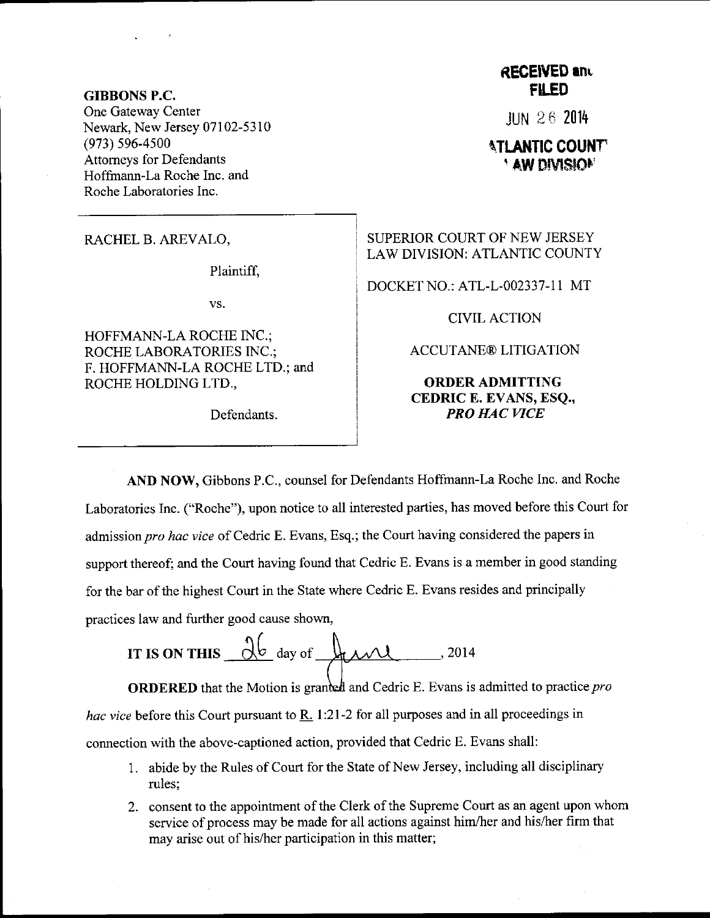**GIBBONS P.C.**
One Gateway Center
Newark, New Jersey 07102-5310
(973) 596-4500
Attorneys for Defendants
Hoffmann-La Roche Inc. and
Roche Laboratories Inc.

**RECEIVED and FILED**
JUN 26 2014
**ATLANTIC COUNTY LAW DIVISION**

RACHEL B. AREVALO,

Plaintiff,

vs.

HOFFMANN-LA ROCHE INC.; ROCHE LABORATORIES INC.; F. HOFFMANN-LA ROCHE LTD.; and ROCHE HOLDING LTD.,

Defendants.

SUPERIOR COURT OF NEW JERSEY
LAW DIVISION: ATLANTIC COUNTY

DOCKET NO.: ATL-L-002337-11 MT

CIVIL ACTION

ACCUTANE® LITIGATION

**ORDER ADMITTING CEDRIC E. EVANS, ESQ., *PRO HAC VICE***

**AND NOW,** Gibbons P.C., counsel for Defendants Hoffmann-La Roche Inc. and Roche Laboratories Inc. ("Roche"), upon notice to all interested parties, has moved before this Court for admission *pro hac vice* of Cedric E. Evans, Esq.; the Court having considered the papers in support thereof; and the Court having found that Cedric E. Evans is a member in good standing for the bar of the highest Court in the State where Cedric E. Evans resides and principally practices law and further good cause shown,

**IT IS ON THIS** 26 day of June, 2014

**ORDERED** that the Motion is granted and Cedric E. Evans is admitted to practice *pro hac vice* before this Court pursuant to R. 1:21-2 for all purposes and in all proceedings in connection with the above-captioned action, provided that Cedric E. Evans shall:

1. abide by the Rules of Court for the State of New Jersey, including all disciplinary rules;
2. consent to the appointment of the Clerk of the Supreme Court as an agent upon whom service of process may be made for all actions against him/her and his/her firm that may arise out of his/her participation in this matter;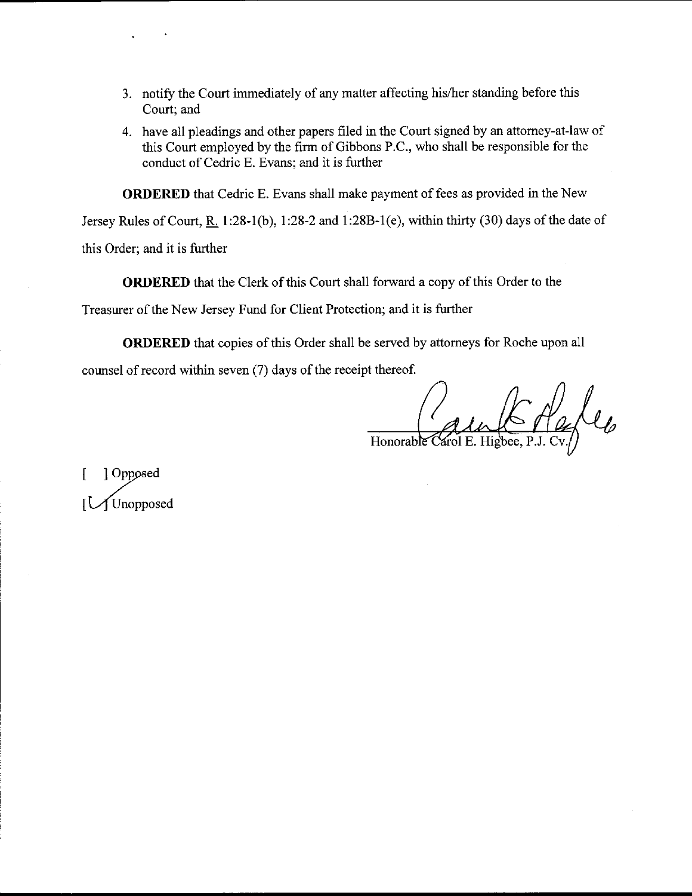3. notify the Court immediately of any matter affecting his/her standing before this Court; and
4. have all pleadings and other papers filed in the Court signed by an attorney-at-law of this Court employed by the firm of Gibbons P.C., who shall be responsible for the conduct of Cedric E. Evans; and it is further

**ORDERED** that Cedric E. Evans shall make payment of fees as provided in the New Jersey Rules of Court, R. 1:28-1(b), 1:28-2 and 1:28B-1(e), within thirty (30) days of the date of this Order; and it is further

**ORDERED** that the Clerk of this Court shall forward a copy of this Order to the Treasurer of the New Jersey Fund for Client Protection; and it is further

**ORDERED** that copies of this Order shall be served by attorneys for Roche upon all counsel of record within seven (7) days of the receipt thereof.

Honorable Carol E. Higbee, P.J. Cv.

[ ] Opposed

[✓] Unopposed